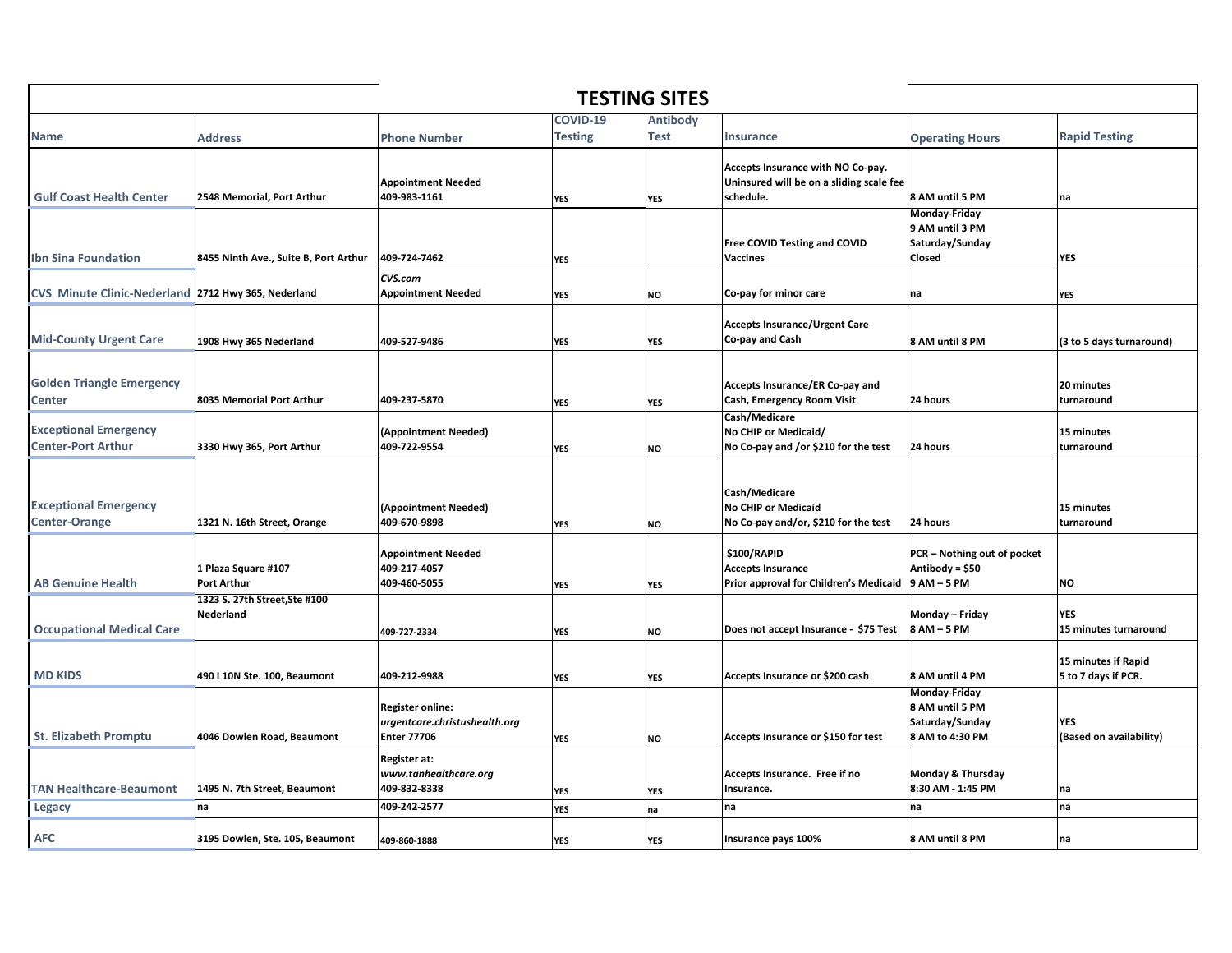# TESTING SITES

| Name | Address | Phone Number | COVID-19 Testing | Antibody Test | Insurance | Operating Hours | Rapid Testing |
|---|---|---|---|---|---|---|---|
| Gulf Coast Health Center | 2548 Memorial, Port Arthur | Appointment Needed 409-983-1161 | YES | YES | Accepts Insurance with NO Co-pay. Uninsured will be on a sliding scale fee schedule. | 8 AM until 5 PM | na |
| Ibn Sina Foundation | 8455 Ninth Ave., Suite B, Port Arthur | 409-724-7462 | YES | | Free COVID Testing and COVID Vaccines | Monday-Friday 9 AM until 3 PM Saturday/Sunday Closed | YES |
| CVS Minute Clinic-Nederland | 2712 Hwy 365, Nederland | *CVS.com* Appointment Needed | YES | NO | Co-pay for minor care | na | YES |
| Mid-County Urgent Care | 1908 Hwy 365 Nederland | 409-527-9486 | YES | YES | Accepts Insurance/Urgent Care Co-pay and Cash | 8 AM until 8 PM | (3 to 5 days turnaround) |
| Golden Triangle Emergency Center | 8035 Memorial Port Arthur | 409-237-5870 | YES | YES | Accepts Insurance/ER Co-pay and Cash, Emergency Room Visit | 24 hours | 20 minutes turnaround |
| Exceptional Emergency Center-Port Arthur | 3330 Hwy 365, Port Arthur | (Appointment Needed) 409-722-9554 | YES | NO | Cash/Medicare No CHIP or Medicaid/ No Co-pay and /or $210 for the test | 24 hours | 15 minutes turnaround |
| Exceptional Emergency Center-Orange | 1321 N. 16th Street, Orange | (Appointment Needed) 409-670-9898 | YES | NO | Cash/Medicare No CHIP or Medicaid No Co-pay and/or, $210 for the test | 24 hours | 15 minutes turnaround |
| AB Genuine Health | 1 Plaza Square #107 Port Arthur | Appointment Needed 409-217-4057 409-460-5055 | YES | YES | $100/RAPID Accepts Insurance Prior approval for Children's Medicaid | PCR – Nothing out of pocket Antibody = $50 9 AM – 5 PM | NO |
| Occupational Medical Care | 1323 S. 27th Street,Ste #100 Nederland | 409-727-2334 | YES | NO | Does not accept Insurance - $75 Test | Monday – Friday 8 AM – 5 PM | YES 15 minutes turnaround |
| MD KIDS | 490 I 10N Ste. 100, Beaumont | 409-212-9988 | YES | YES | Accepts Insurance or $200 cash | 8 AM until 4 PM | 15 minutes if Rapid 5 to 7 days if PCR. |
| St. Elizabeth Promptu | 4046 Dowlen Road, Beaumont | Register online: *urgentcare.christushealth.org* Enter 77706 | YES | NO | Accepts Insurance or $150 for test | Monday-Friday 8 AM until 5 PM Saturday/Sunday 8 AM to 4:30 PM | YES (Based on availability) |
| TAN Healthcare-Beaumont | 1495 N. 7th Street, Beaumont | Register at: *www.tanhealthcare.org* 409-832-8338 | YES | YES | Accepts Insurance. Free if no Insurance. | Monday & Thursday 8:30 AM - 1:45 PM | na |
| Legacy | na | 409-242-2577 | YES | na | na | na | na |
| AFC | 3195 Dowlen, Ste. 105, Beaumont | 409-860-1888 | YES | YES | Insurance pays 100% | 8 AM until 8 PM | na |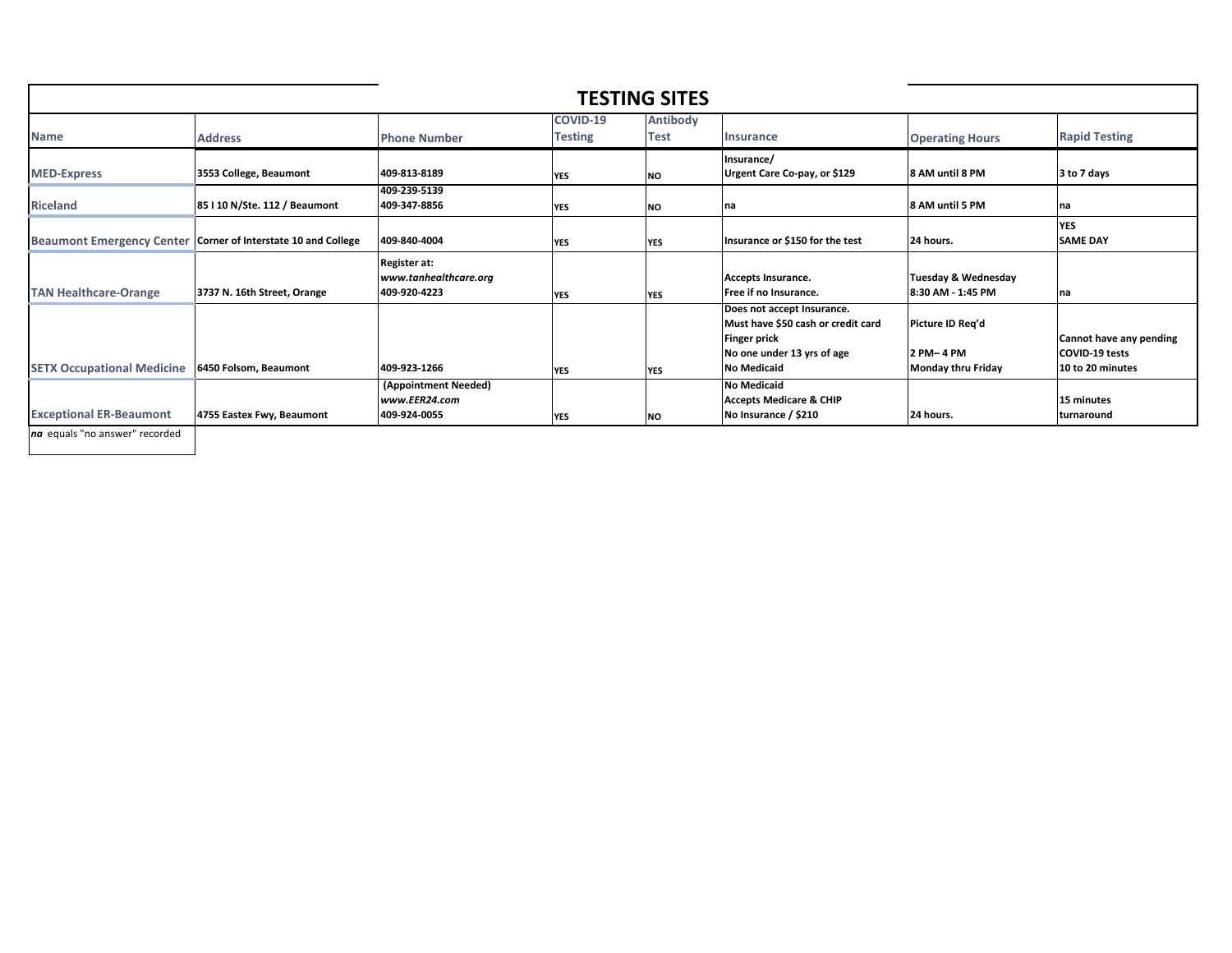# TESTING SITES

| Name | Address | Phone Number | COVID-19 Testing | Antibody Test | Insurance | Operating Hours | Rapid Testing |
|---|---|---|---|---|---|---|---|
| MED-Express | 3553 College, Beaumont | 409-813-8189 | YES | NO | Insurance/ Urgent Care Co-pay, or $129 | 8 AM until 8 PM | 3 to 7 days |
| Riceland | 85 I 10 N/Ste. 112 / Beaumont | 409-239-5139 409-347-8856 | YES | NO | na | 8 AM until 5 PM | na |
| Beaumont Emergency Center | Corner of Interstate 10 and College | 409-840-4004 | YES | YES | Insurance or $150 for the test | 24 hours. | YES SAME DAY |
| TAN Healthcare-Orange | 3737 N. 16th Street, Orange | Register at: *www.tanhealthcare.org* 409-920-4223 | YES | YES | Accepts Insurance. Free if no Insurance. | Tuesday & Wednesday 8:30 AM - 1:45 PM | na |
| SETX Occupational Medicine | 6450 Folsom, Beaumont | 409-923-1266 | YES | YES | Does not accept Insurance. Must have $50 cash or credit card Finger prick No one under 13 yrs of age No Medicaid | Picture ID Req'd 2 PM– 4 PM Monday thru Friday | Cannot have any pending COVID-19 tests 10 to 20 minutes |
| Exceptional ER-Beaumont | 4755 Eastex Fwy, Beaumont | (Appointment Needed) *www.EER24.com* 409-924-0055 | YES | NO | No Medicaid Accepts Medicare & CHIP No Insurance / $210 | 24 hours. | 15 minutes turnaround |

***na*** equals "no answer" recorded